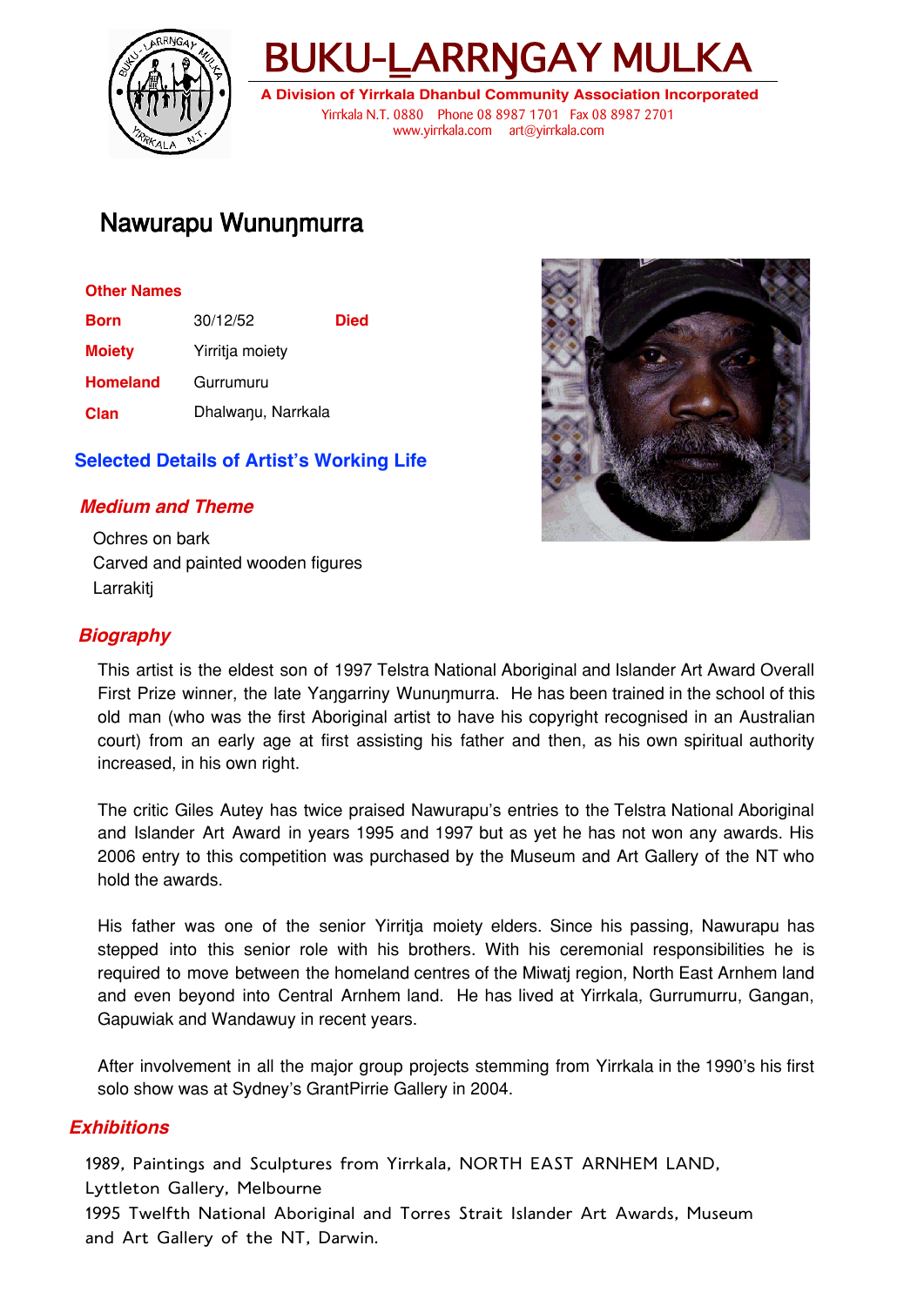# BUKU-LARRŊGAY MULKA

**A Division of Yirrkala Dhanbul Community Association Incorporated**

Yirrkala N.T. 0880 Phone 08 8987 1701 Fax 08 8987 2701
www.yirrkala.com art@yirrkala.com

## Nawurapu Wunuŋmurra

| | | | |
|---|---|---|---|
| **Other Names** | | | |
| **Born** | 30/12/52 | **Died** | |
| **Moiety** | Yirritja moiety | | |
| **Homeland** | Gurrumuru | | |
| **Clan** | Dhalwaŋu, Narrkala | | |

### Selected Details of Artist's Working Life

#### *Medium and Theme*

Ochres on bark
Carved and painted wooden figures
Larrakitj

#### *Biography*

This artist is the eldest son of 1997 Telstra National Aboriginal and Islander Art Award Overall First Prize winner, the late Yaŋgarriny Wunuŋmurra. He has been trained in the school of this old man (who was the first Aboriginal artist to have his copyright recognised in an Australian court) from an early age at first assisting his father and then, as his own spiritual authority increased, in his own right.

The critic Giles Autey has twice praised Nawurapu's entries to the Telstra National Aboriginal and Islander Art Award in years 1995 and 1997 but as yet he has not won any awards. His 2006 entry to this competition was purchased by the Museum and Art Gallery of the NT who hold the awards.

His father was one of the senior Yirritja moiety elders. Since his passing, Nawurapu has stepped into this senior role with his brothers. With his ceremonial responsibilities he is required to move between the homeland centres of the Miwatj region, North East Arnhem land and even beyond into Central Arnhem land. He has lived at Yirrkala, Gurrumurru, Gangan, Gapuwiak and Wandawuy in recent years.

After involvement in all the major group projects stemming from Yirrkala in the 1990's his first solo show was at Sydney's GrantPirrie Gallery in 2004.

#### *Exhibitions*

1989, Paintings and Sculptures from Yirrkala, NORTH EAST ARNHEM LAND, Lyttleton Gallery, Melbourne
1995 Twelfth National Aboriginal and Torres Strait Islander Art Awards, Museum and Art Gallery of the NT, Darwin.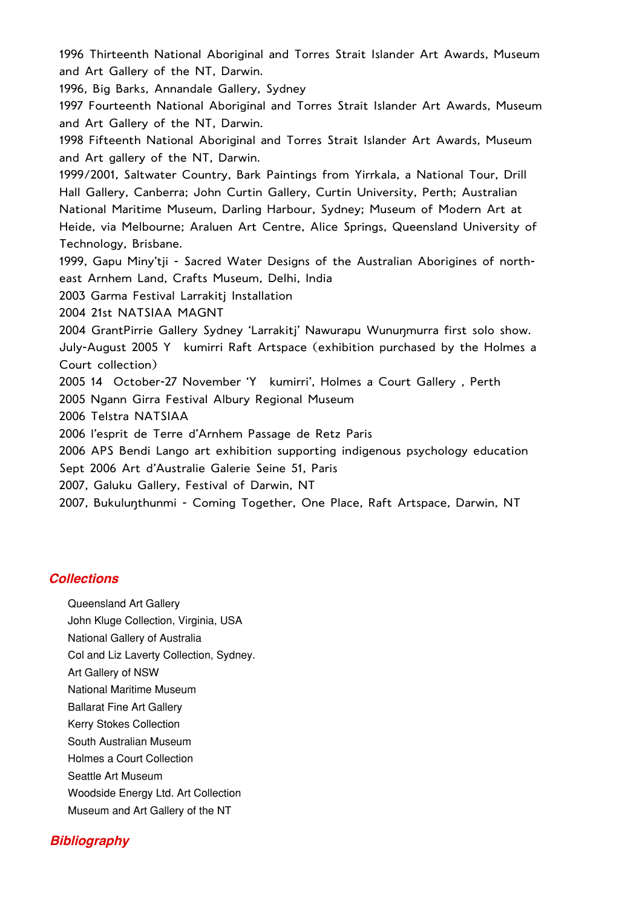1996 Thirteenth National Aboriginal and Torres Strait Islander Art Awards, Museum and Art Gallery of the NT, Darwin.

1996, Big Barks, Annandale Gallery, Sydney

1997 Fourteenth National Aboriginal and Torres Strait Islander Art Awards, Museum and Art Gallery of the NT, Darwin.

1998 Fifteenth National Aboriginal and Torres Strait Islander Art Awards, Museum and Art gallery of the NT, Darwin.

1999/2001, Saltwater Country, Bark Paintings from Yirrkala, a National Tour, Drill Hall Gallery, Canberra; John Curtin Gallery, Curtin University, Perth; Australian National Maritime Museum, Darling Harbour, Sydney; Museum of Modern Art at Heide, via Melbourne; Araluen Art Centre, Alice Springs, Queensland University of Technology, Brisbane.

1999, Gapu Miny'tji - Sacred Water Designs of the Australian Aborigines of north-east Arnhem Land, Crafts Museum, Delhi, India

2003 Garma Festival Larrakitj Installation

2004 21st NATSIAA MAGNT

2004 GrantPirrie Gallery Sydney 'Larrakitj' Nawurapu Wunuŋmurra first solo show.

July-August 2005 Y kumirri Raft Artspace (exhibition purchased by the Holmes a Court collection)

2005 14 October-27 November 'Y kumirri', Holmes a Court Gallery , Perth

2005 Ngann Girra Festival Albury Regional Museum

2006 Telstra NATSIAA

2006 l'esprit de Terre d'Arnhem Passage de Retz Paris

2006 APS Bendi Lango art exhibition supporting indigenous psychology education

Sept 2006 Art d'Australie Galerie Seine 51, Paris

2007, Galuku Gallery, Festival of Darwin, NT

2007, Bukuluŋthunmi - Coming Together, One Place, Raft Artspace, Darwin, NT

## Collections

Queensland Art Gallery
John Kluge Collection, Virginia, USA
National Gallery of Australia
Col and Liz Laverty Collection, Sydney.
Art Gallery of NSW
National Maritime Museum
Ballarat Fine Art Gallery
Kerry Stokes Collection
South Australian Museum
Holmes a Court Collection
Seattle Art Museum
Woodside Energy Ltd. Art Collection
Museum and Art Gallery of the NT

## Bibliography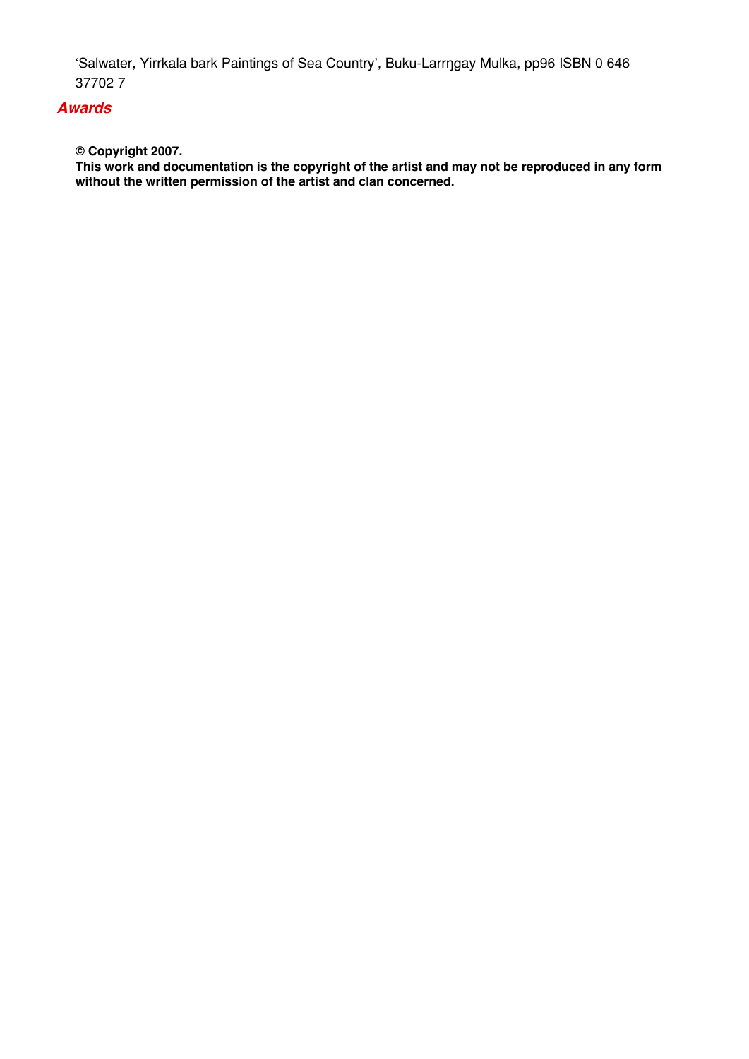'Salwater, Yirrkala bark Paintings of Sea Country', Buku-Larrŋgay Mulka, pp96 ISBN 0 646 37702 7

## *Awards*

**© Copyright 2007.**
**This work and documentation is the copyright of the artist and may not be reproduced in any form without the written permission of the artist and clan concerned.**